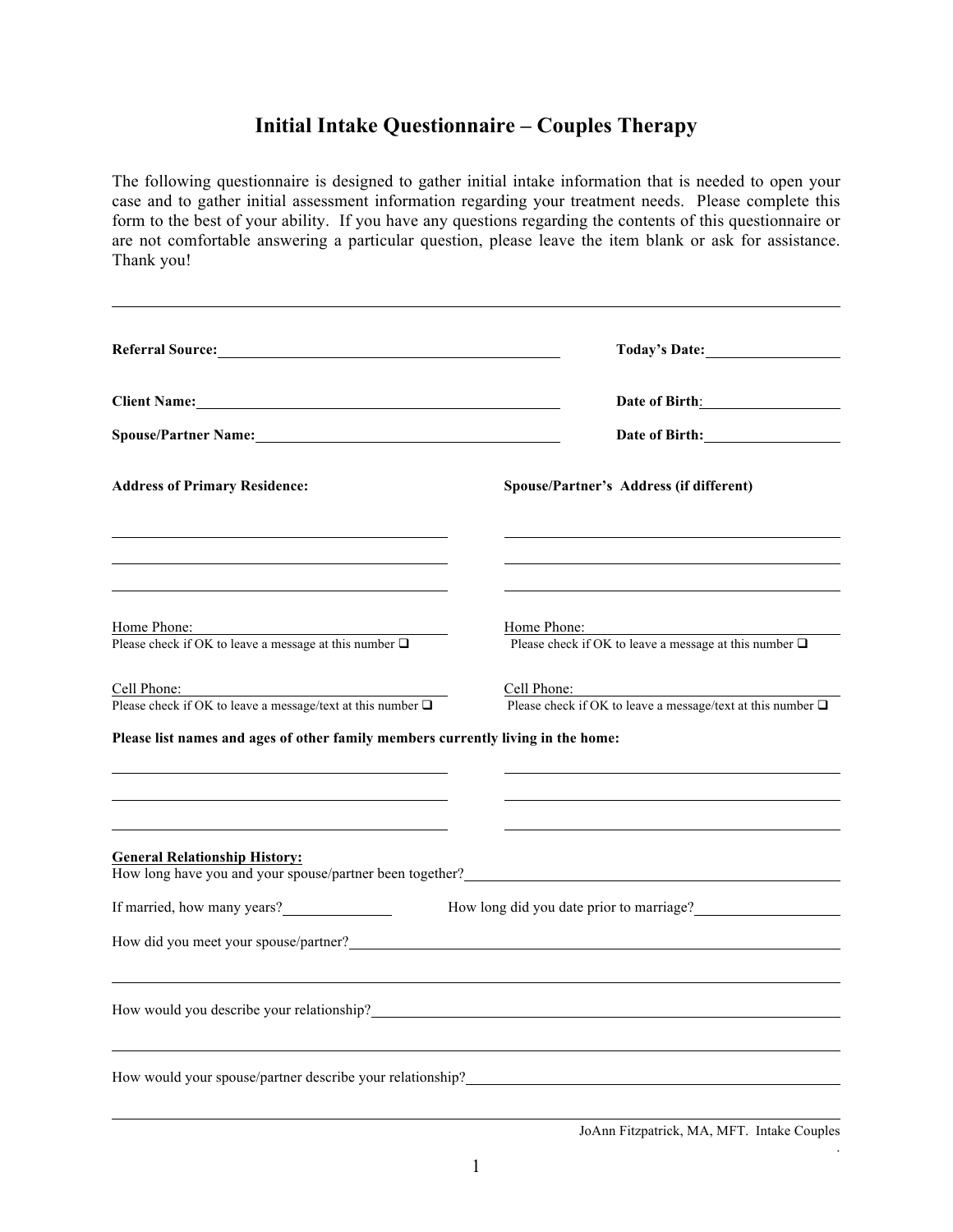# Initial Intake Questionnaire – Couples Therapy

The following questionnaire is designed to gather initial intake information that is needed to open your case and to gather initial assessment information regarding your treatment needs. Please complete this form to the best of your ability. If you have any questions regarding the contents of this questionnaire or are not comfortable answering a particular question, please leave the item blank or ask for assistance. Thank you!

---

**Referral Source:** ______________________________ **Today's Date:** ______________

**Client Name:** ______________________________ **Date of Birth:** ______________

**Spouse/Partner Name:** ______________________________ **Date of Birth:** ______________

**Address of Primary Residence:**

______________________________

______________________________

______________________________

Home Phone: ______________________________
Please check if OK to leave a message at this number ☐

Cell Phone: ______________________________
Please check if OK to leave a message/text at this number ☐

**Spouse/Partner's Address (if different)**

______________________________

______________________________

______________________________

Home Phone: ______________________________
Please check if OK to leave a message at this number ☐

Cell Phone: ______________________________
Please check if OK to leave a message/text at this number ☐

**Please list names and ages of other family members currently living in the home:**

______________________________ ______________________________

______________________________ ______________________________

______________________________ ______________________________

**General Relationship History:**

How long have you and your spouse/partner been together? ______________________________

If married, how many years? ______________ How long did you date prior to marriage? ______________

How did you meet your spouse/partner? ______________________________

______________________________

How would you describe your relationship? ______________________________

______________________________

How would your spouse/partner describe your relationship? ______________________________

______________________________

JoAnn Fitzpatrick, MA, MFT. Intake Couples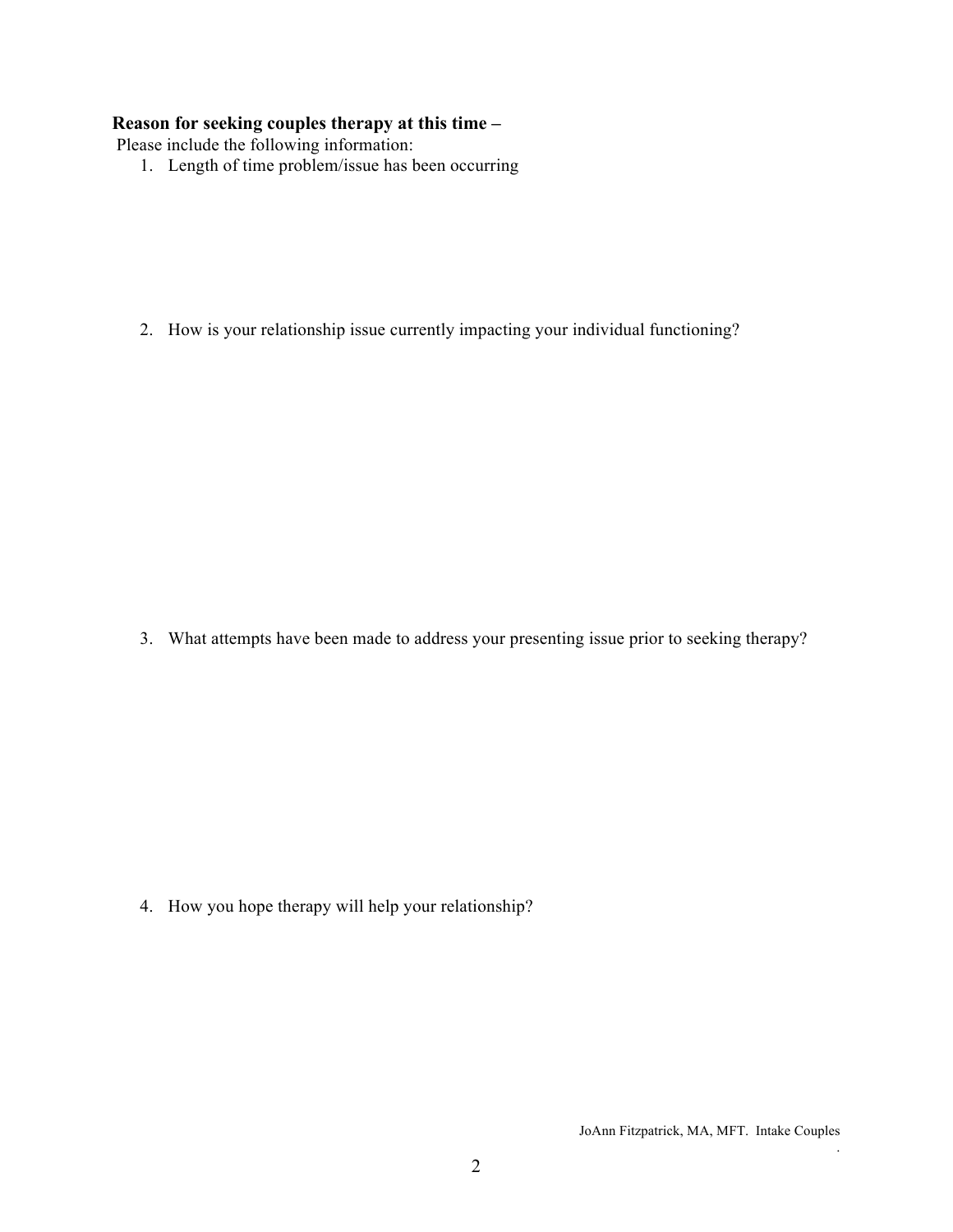**Reason for seeking couples therapy at this time –**

Please include the following information:

1. Length of time problem/issue has been occurring

2. How is your relationship issue currently impacting your individual functioning?

3. What attempts have been made to address your presenting issue prior to seeking therapy?

4. How you hope therapy will help your relationship?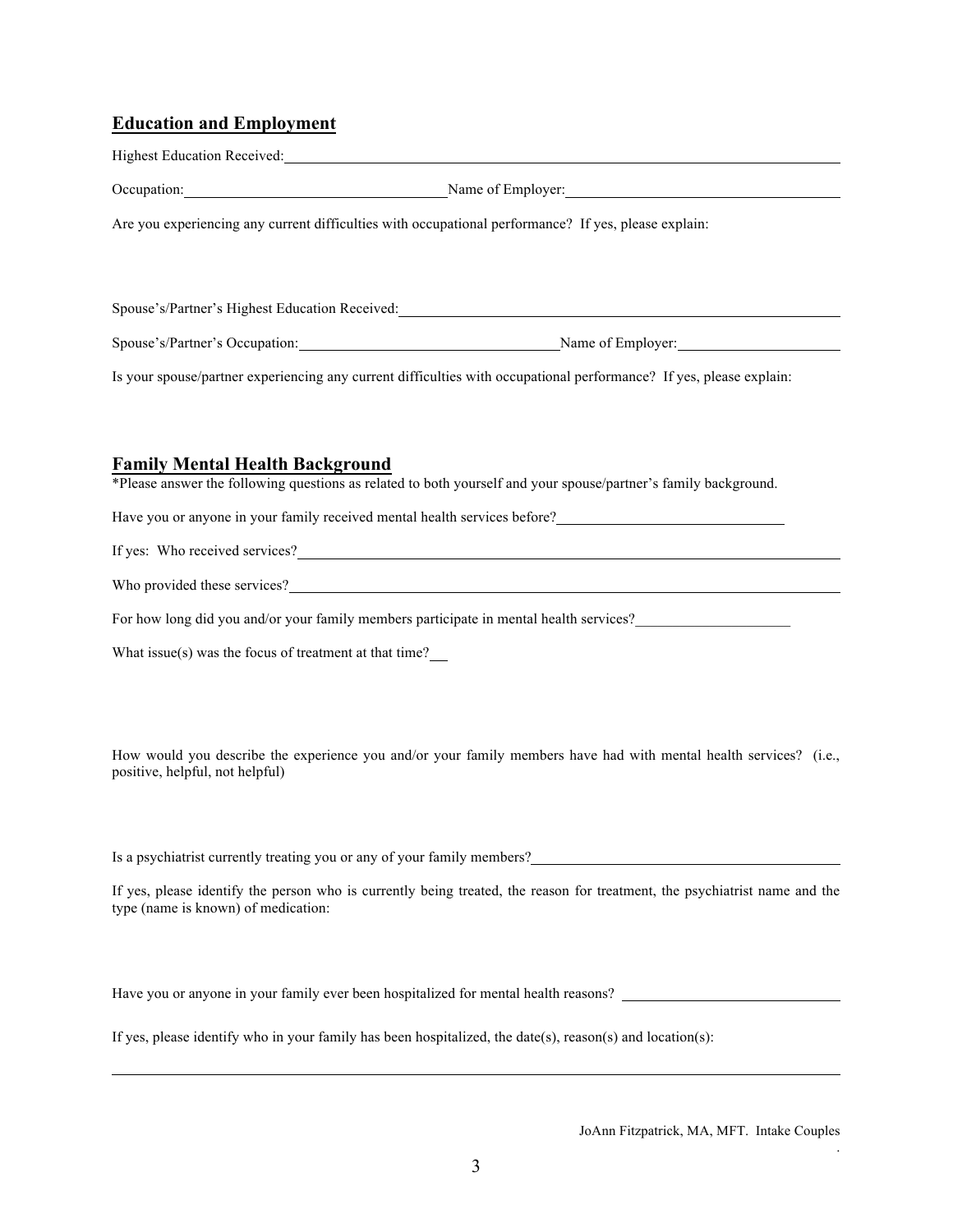## Education and Employment

Highest Education Received: \_\_\_\_\_\_\_\_\_\_\_\_\_\_\_\_\_\_\_\_\_\_\_\_\_\_\_\_\_\_\_\_\_\_\_\_\_\_\_\_\_\_\_\_

Occupation: \_\_\_\_\_\_\_\_\_\_\_\_\_\_\_\_\_\_\_\_\_\_\_\_ Name of Employer: \_\_\_\_\_\_\_\_\_\_\_\_\_\_\_\_\_\_\_\_\_\_\_\_

Are you experiencing any current difficulties with occupational performance? If yes, please explain:

Spouse's/Partner's Highest Education Received: \_\_\_\_\_\_\_\_\_\_\_\_\_\_\_\_\_\_\_\_\_\_\_\_\_\_\_\_\_\_\_\_\_\_\_\_\_\_\_\_\_\_\_\_

Spouse's/Partner's Occupation: \_\_\_\_\_\_\_\_\_\_\_\_\_\_\_\_\_\_\_\_\_\_\_\_ Name of Employer: \_\_\_\_\_\_\_\_\_\_\_\_\_\_\_\_\_\_\_\_\_\_\_\_

Is your spouse/partner experiencing any current difficulties with occupational performance? If yes, please explain:

## Family Mental Health Background

*Please answer the following questions as related to both yourself and your spouse/partner's family background.

Have you or anyone in your family received mental health services before? \_\_\_\_\_\_\_\_\_\_\_\_\_\_\_\_\_\_\_\_\_\_\_\_

If yes: Who received services? \_\_\_\_\_\_\_\_\_\_\_\_\_\_\_\_\_\_\_\_\_\_\_\_\_\_\_\_\_\_\_\_\_\_\_\_\_\_\_\_\_\_\_\_

Who provided these services? \_\_\_\_\_\_\_\_\_\_\_\_\_\_\_\_\_\_\_\_\_\_\_\_\_\_\_\_\_\_\_\_\_\_\_\_\_\_\_\_\_\_\_\_

For how long did you and/or your family members participate in mental health services? \_\_\_\_\_\_\_\_\_\_\_\_\_\_\_\_\_\_\_\_\_\_\_\_

What issue(s) was the focus of treatment at that time? \_\_\_

How would you describe the experience you and/or your family members have had with mental health services? (i.e., positive, helpful, not helpful)

Is a psychiatrist currently treating you or any of your family members? \_\_\_\_\_\_\_\_\_\_\_\_\_\_\_\_\_\_\_\_\_\_\_\_

If yes, please identify the person who is currently being treated, the reason for treatment, the psychiatrist name and the type (name is known) of medication:

Have you or anyone in your family ever been hospitalized for mental health reasons? \_\_\_\_\_\_\_\_\_\_\_\_\_\_\_\_\_\_\_\_\_\_\_\_

If yes, please identify who in your family has been hospitalized, the date(s), reason(s) and location(s):

\_\_\_\_\_\_\_\_\_\_\_\_\_\_\_\_\_\_\_\_\_\_\_\_\_\_\_\_\_\_\_\_\_\_\_\_\_\_\_\_\_\_\_\_\_\_\_\_\_\_\_\_\_\_\_\_\_\_\_\_\_\_\_\_\_\_\_\_\_\_\_\_\_\_\_\_\_\_\_\_\_\_\_\_\_\_\_\_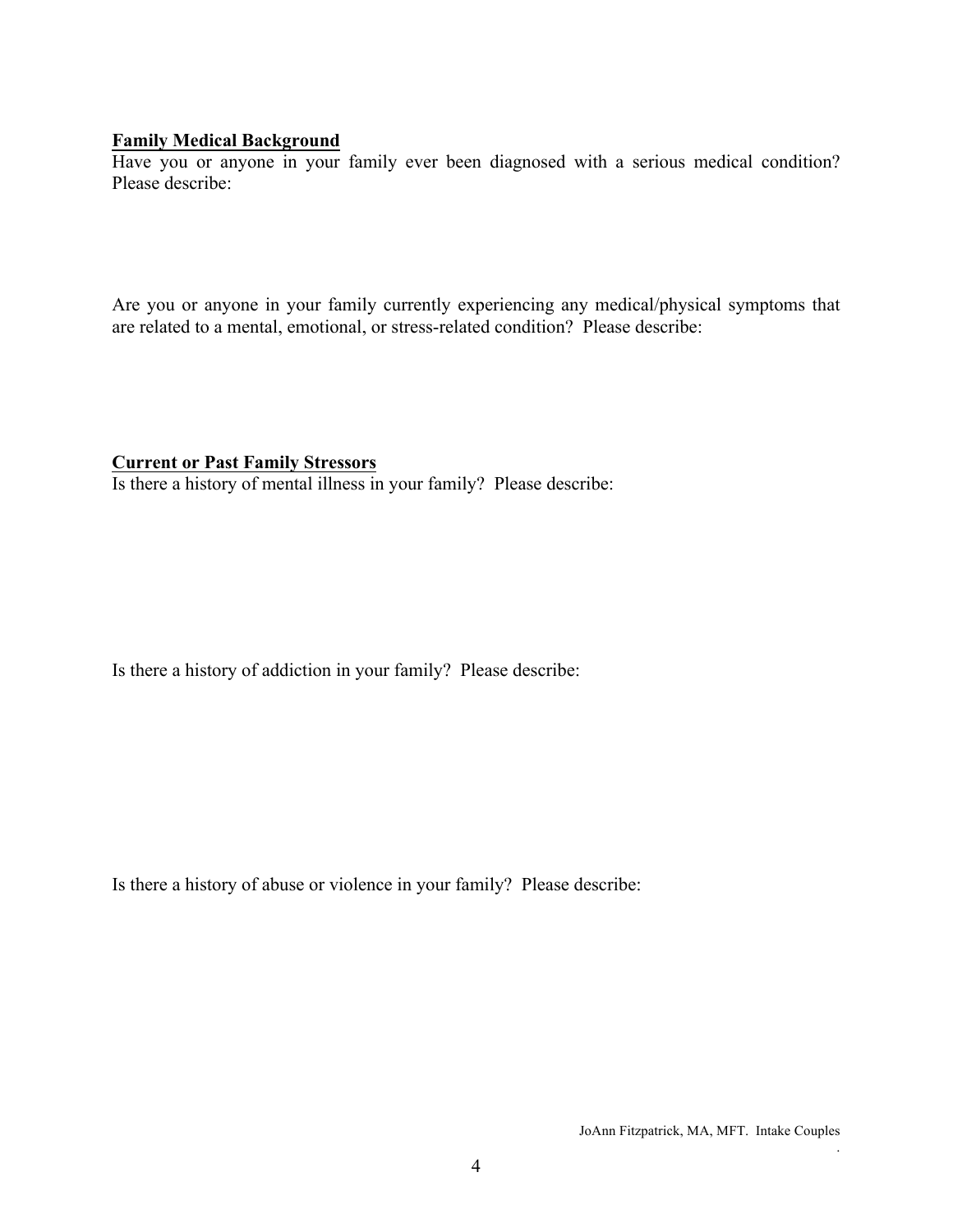**<u>Family Medical Background</u>**

Have you or anyone in your family ever been diagnosed with a serious medical condition? Please describe:

Are you or anyone in your family currently experiencing any medical/physical symptoms that are related to a mental, emotional, or stress-related condition? Please describe:

**<u>Current or Past Family Stressors</u>**

Is there a history of mental illness in your family? Please describe:

Is there a history of addiction in your family? Please describe:

Is there a history of abuse or violence in your family? Please describe: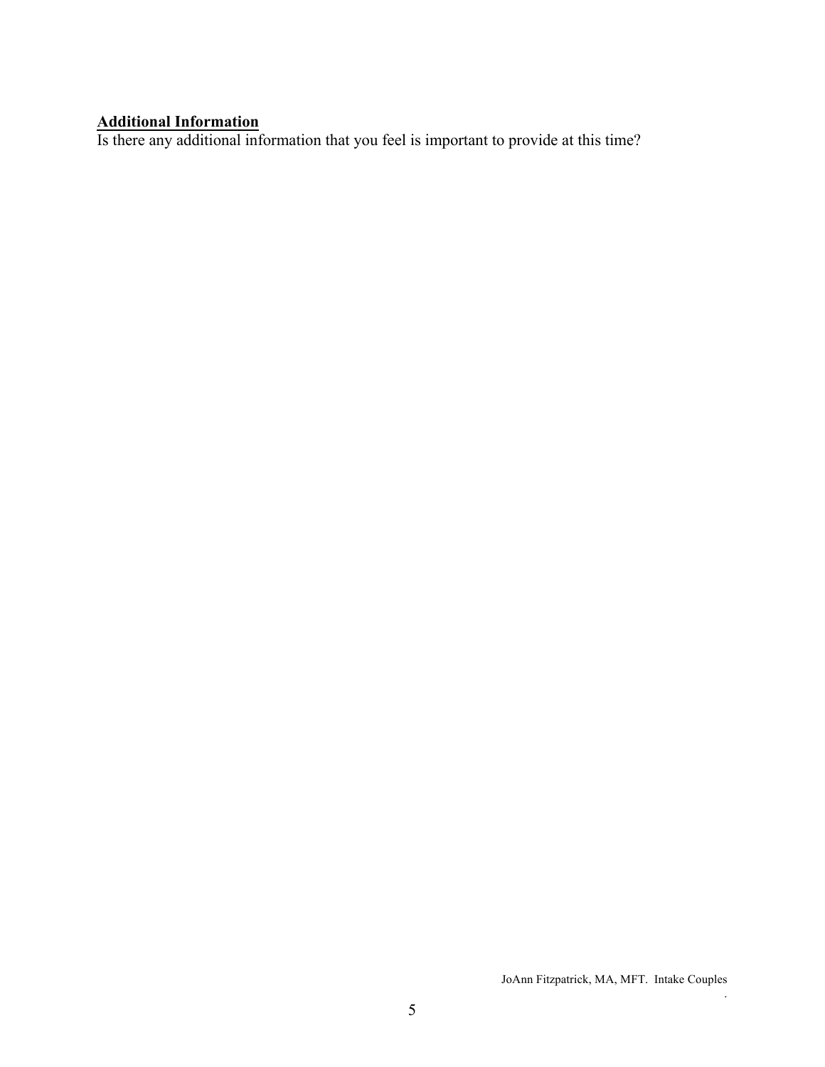**Additional Information**

Is there any additional information that you feel is important to provide at this time?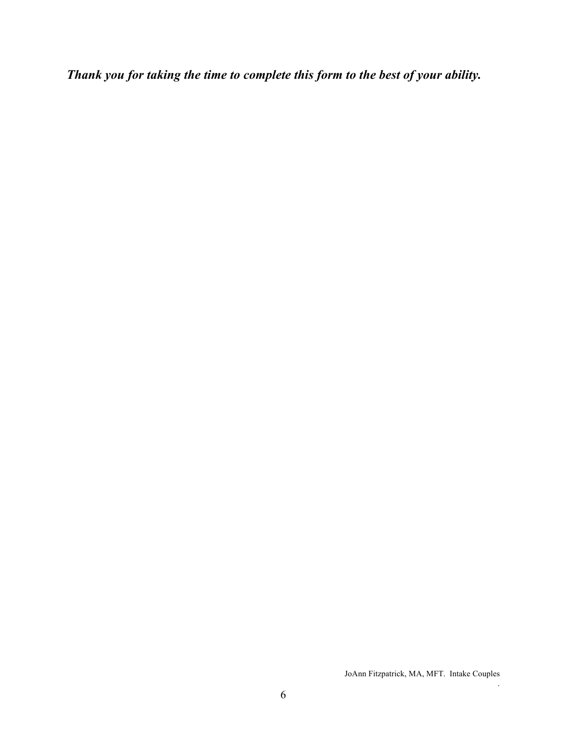***Thank you for taking the time to complete this form to the best of your ability.***